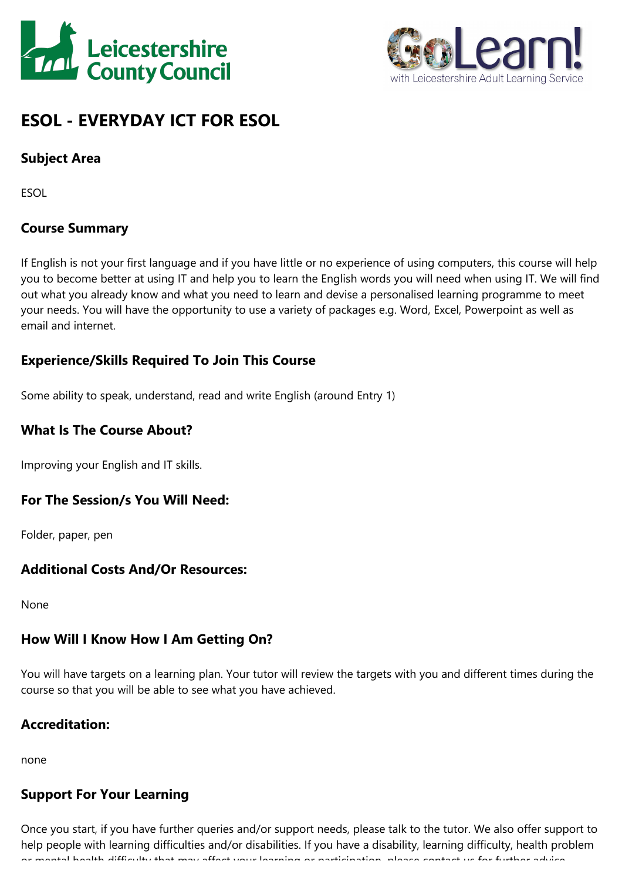# ESOL - EVERYDAY ICT FOR ESOL

## Subject Area

ESOL

## Course Summary

If English is not your first language and if you have little or no experience of using computers, this course will help you to become better at using IT and help you to learn the English words you will need when using IT. We will find out what you already know and what you need to learn and devise a personalised learning programme to meet your needs. You will have the opportunity to use a variety of packages e.g. Word, Excel, Powerpoint as well as email and internet.

## Experience/Skills Required To Join This Course

Some ability to speak, understand, read and write English (around Entry 1)

## What Is The Course About?

Improving your English and IT skills.

## For The Session/s You Will Need:

Folder, paper, pen

## Additional Costs And/Or Resources:

None

## How Will I Know How I Am Getting On?

You will have targets on a learning plan. Your tutor will review the targets with you and different times during the course so that you will be able to see what you have achieved.

## Accreditation:

none

## Support For Your Learning

Once you start, if you have further queries and/or support needs, please talk to the tutor. We also offer support to help people with learning difficulties and/or disabilities. If you have a disability, learning difficulty, health problem or mental health difficulty that may affect your learning or participation, please contact us for further advice.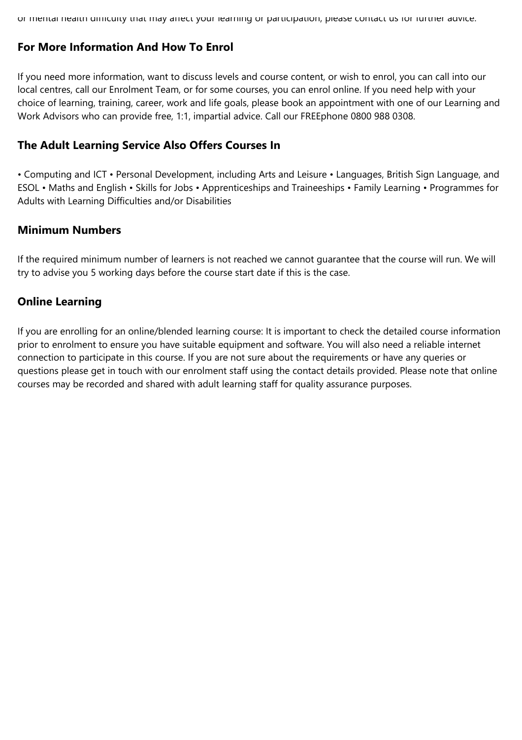or mental health difficulty that may affect your learning or participation, please contact us for further advice.

### For More Information And How To Enrol

If you need more information, want to discuss levels and course content, or wish to enrol, you can call into our local centres, call our Enrolment Team, or for some courses, you can enrol online. If you need help with your choice of learning, training, career, work and life goals, please book an appointment with one of our Learning and Work Advisors who can provide free, 1:1, impartial advice. Call our FREEphone 0800 988 0308.

### The Adult Learning Service Also Offers Courses In

• Computing and ICT • Personal Development, including Arts and Leisure • Languages, British Sign Language, and ESOL • Maths and English • Skills for Jobs • Apprenticeships and Traineeships • Family Learning • Programmes for Adults with Learning Difficulties and/or Disabilities

### Minimum Numbers

If the required minimum number of learners is not reached we cannot guarantee that the course will run. We will try to advise you 5 working days before the course start date if this is the case.

### Online Learning

If you are enrolling for an online/blended learning course: It is important to check the detailed course information prior to enrolment to ensure you have suitable equipment and software. You will also need a reliable internet connection to participate in this course. If you are not sure about the requirements or have any queries or questions please get in touch with our enrolment staff using the contact details provided. Please note that online courses may be recorded and shared with adult learning staff for quality assurance purposes.